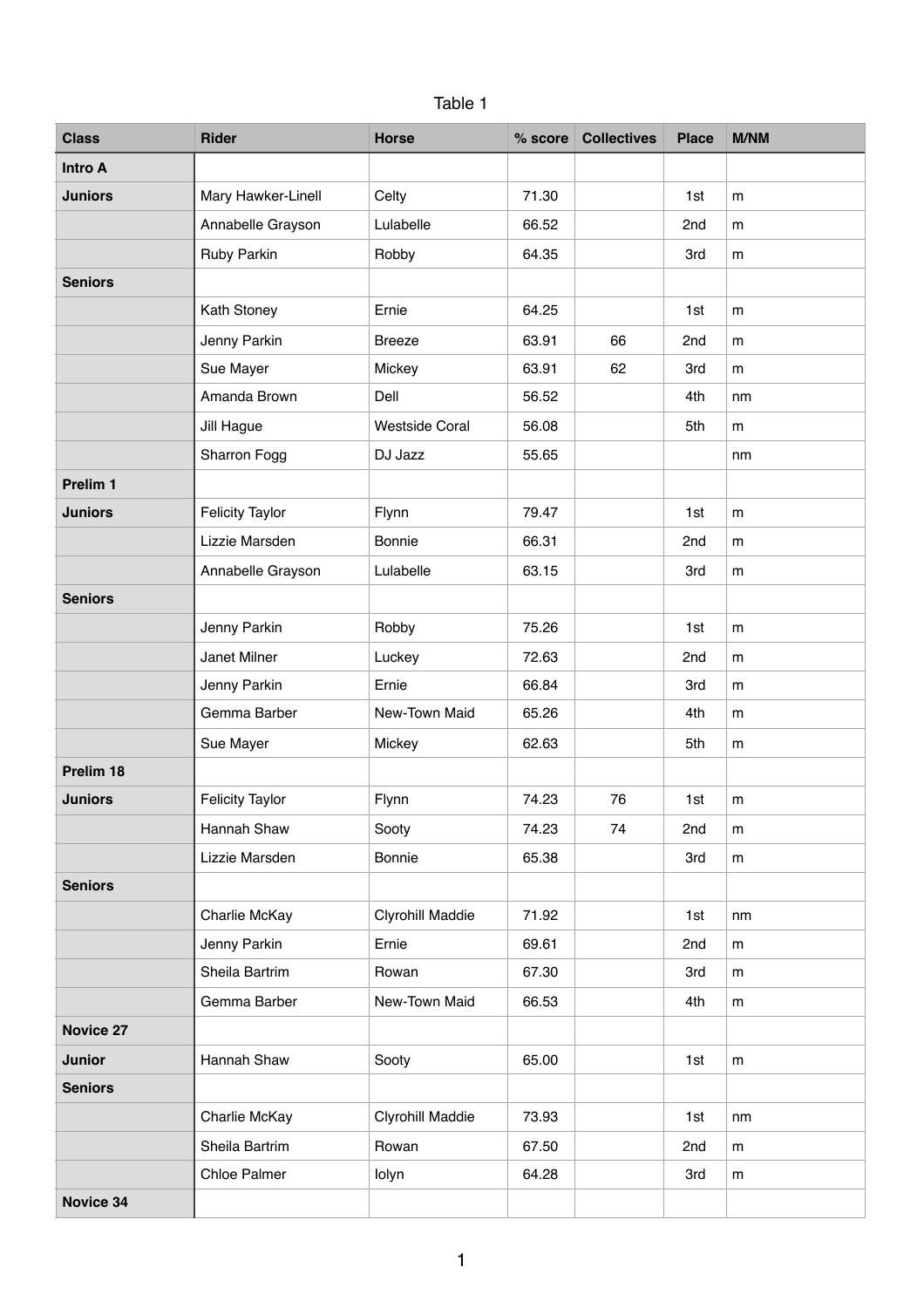Table 1

| Class | Rider | Horse | % score | Collectives | Place | M/NM |
|---|---|---|---|---|---|---|
| **Intro A** | | | | | | |
| **Juniors** | Mary Hawker-Linell | Celty | 71.30 | | 1st | m |
| | Annabelle Grayson | Lulabelle | 66.52 | | 2nd | m |
| | Ruby Parkin | Robby | 64.35 | | 3rd | m |
| **Seniors** | | | | | | |
| | Kath Stoney | Ernie | 64.25 | | 1st | m |
| | Jenny Parkin | Breeze | 63.91 | 66 | 2nd | m |
| | Sue Mayer | Mickey | 63.91 | 62 | 3rd | m |
| | Amanda Brown | Dell | 56.52 | | 4th | nm |
| | Jill Hague | Westside Coral | 56.08 | | 5th | m |
| | Sharron Fogg | DJ Jazz | 55.65 | | | nm |
| **Prelim 1** | | | | | | |
| **Juniors** | Felicity Taylor | Flynn | 79.47 | | 1st | m |
| | Lizzie Marsden | Bonnie | 66.31 | | 2nd | m |
| | Annabelle Grayson | Lulabelle | 63.15 | | 3rd | m |
| **Seniors** | | | | | | |
| | Jenny Parkin | Robby | 75.26 | | 1st | m |
| | Janet Milner | Luckey | 72.63 | | 2nd | m |
| | Jenny Parkin | Ernie | 66.84 | | 3rd | m |
| | Gemma Barber | New-Town Maid | 65.26 | | 4th | m |
| | Sue Mayer | Mickey | 62.63 | | 5th | m |
| **Prelim 18** | | | | | | |
| **Juniors** | Felicity Taylor | Flynn | 74.23 | 76 | 1st | m |
| | Hannah Shaw | Sooty | 74.23 | 74 | 2nd | m |
| | Lizzie Marsden | Bonnie | 65.38 | | 3rd | m |
| **Seniors** | | | | | | |
| | Charlie McKay | Clyrohill Maddie | 71.92 | | 1st | nm |
| | Jenny Parkin | Ernie | 69.61 | | 2nd | m |
| | Sheila Bartrim | Rowan | 67.30 | | 3rd | m |
| | Gemma Barber | New-Town Maid | 66.53 | | 4th | m |
| **Novice 27** | | | | | | |
| **Junior** | Hannah Shaw | Sooty | 65.00 | | 1st | m |
| **Seniors** | | | | | | |
| | Charlie McKay | Clyrohill Maddie | 73.93 | | 1st | nm |
| | Sheila Bartrim | Rowan | 67.50 | | 2nd | m |
| | Chloe Palmer | Iolyn | 64.28 | | 3rd | m |
| **Novice 34** | | | | | | |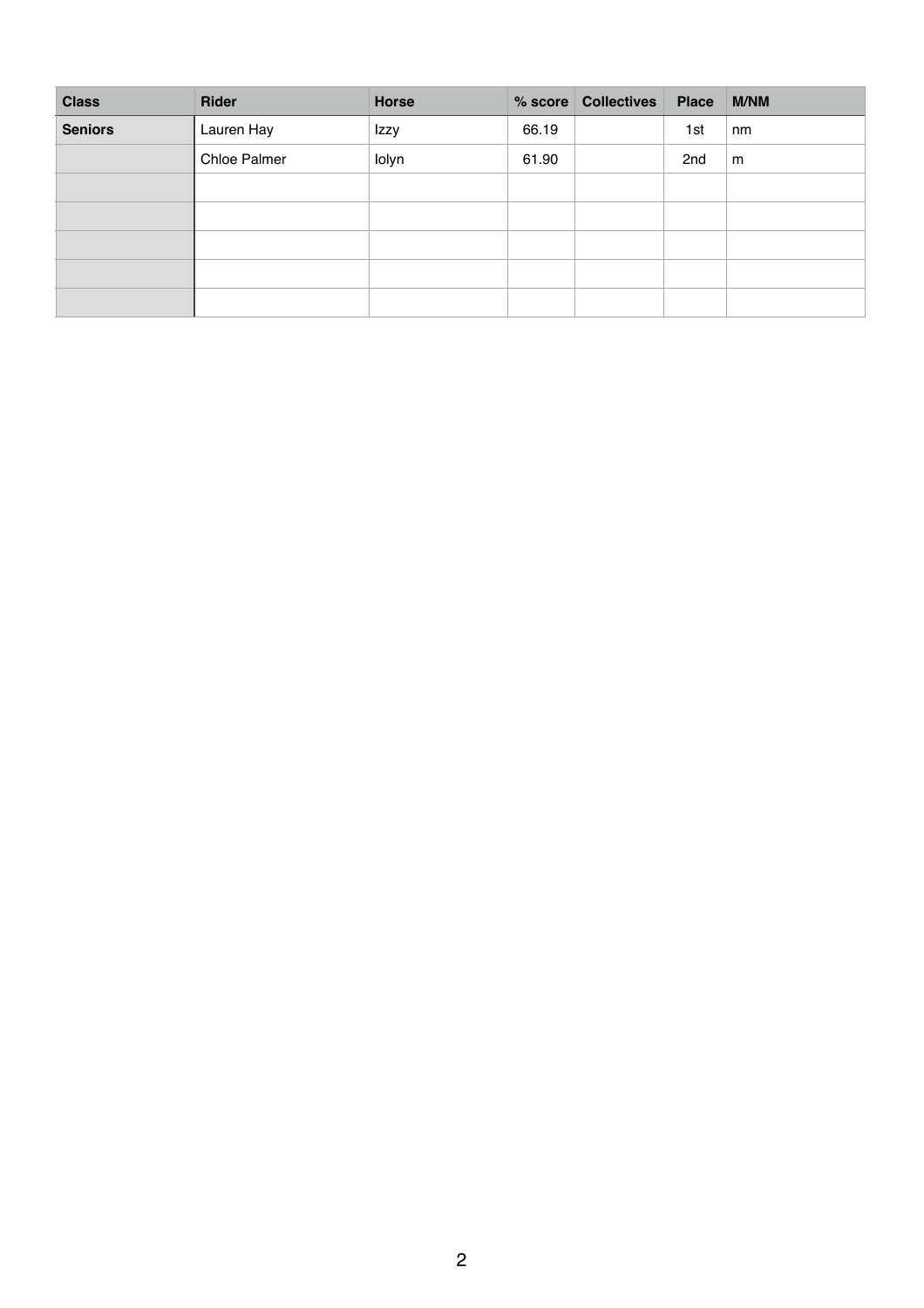| Class | Rider | Horse | % score | Collectives | Place | M/NM |
|---|---|---|---|---|---|---|
| **Seniors** | Lauren Hay | Izzy | 66.19 | | 1st | nm |
| | Chloe Palmer | Iolyn | 61.90 | | 2nd | m |
| | | | | | | |
| | | | | | | |
| | | | | | | |
| | | | | | | |
| | | | | | | |